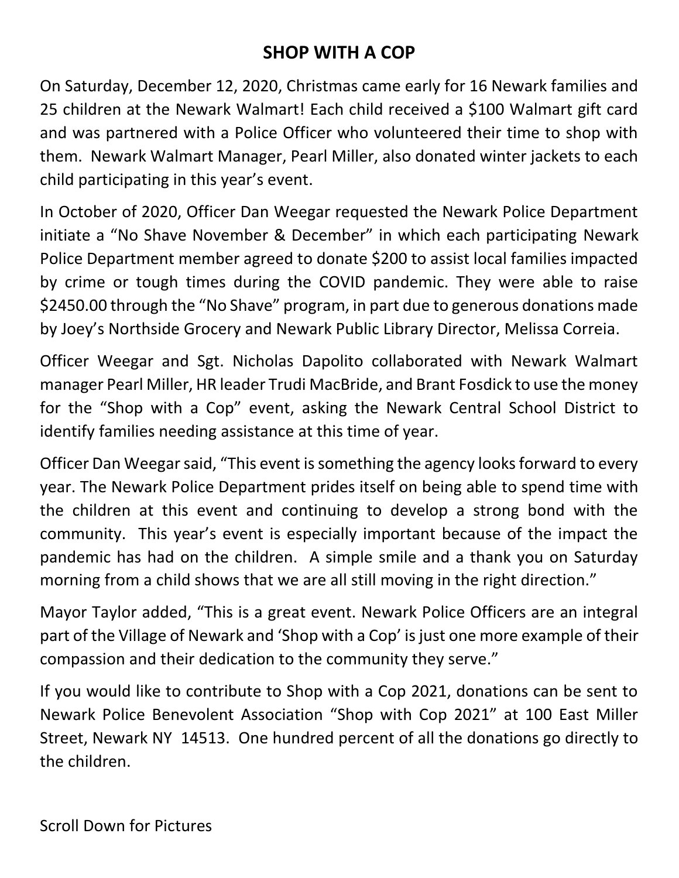# SHOP WITH A COP

On Saturday, December 12, 2020, Christmas came early for 16 Newark families and 25 children at the Newark Walmart! Each child received a $100 Walmart gift card and was partnered with a Police Officer who volunteered their time to shop with them. Newark Walmart Manager, Pearl Miller, also donated winter jackets to each child participating in this year's event.

In October of 2020, Officer Dan Weegar requested the Newark Police Department initiate a "No Shave November & December" in which each participating Newark Police Department member agreed to donate $200 to assist local families impacted by crime or tough times during the COVID pandemic. They were able to raise $2450.00 through the "No Shave" program, in part due to generous donations made by Joey's Northside Grocery and Newark Public Library Director, Melissa Correia.

Officer Weegar and Sgt. Nicholas Dapolito collaborated with Newark Walmart manager Pearl Miller, HR leader Trudi MacBride, and Brant Fosdick to use the money for the "Shop with a Cop" event, asking the Newark Central School District to identify families needing assistance at this time of year.

Officer Dan Weegar said, "This event is something the agency looks forward to every year. The Newark Police Department prides itself on being able to spend time with the children at this event and continuing to develop a strong bond with the community. This year's event is especially important because of the impact the pandemic has had on the children. A simple smile and a thank you on Saturday morning from a child shows that we are all still moving in the right direction."

Mayor Taylor added, "This is a great event. Newark Police Officers are an integral part of the Village of Newark and 'Shop with a Cop' is just one more example of their compassion and their dedication to the community they serve."

If you would like to contribute to Shop with a Cop 2021, donations can be sent to Newark Police Benevolent Association "Shop with Cop 2021" at 100 East Miller Street, Newark NY 14513. One hundred percent of all the donations go directly to the children.

Scroll Down for Pictures